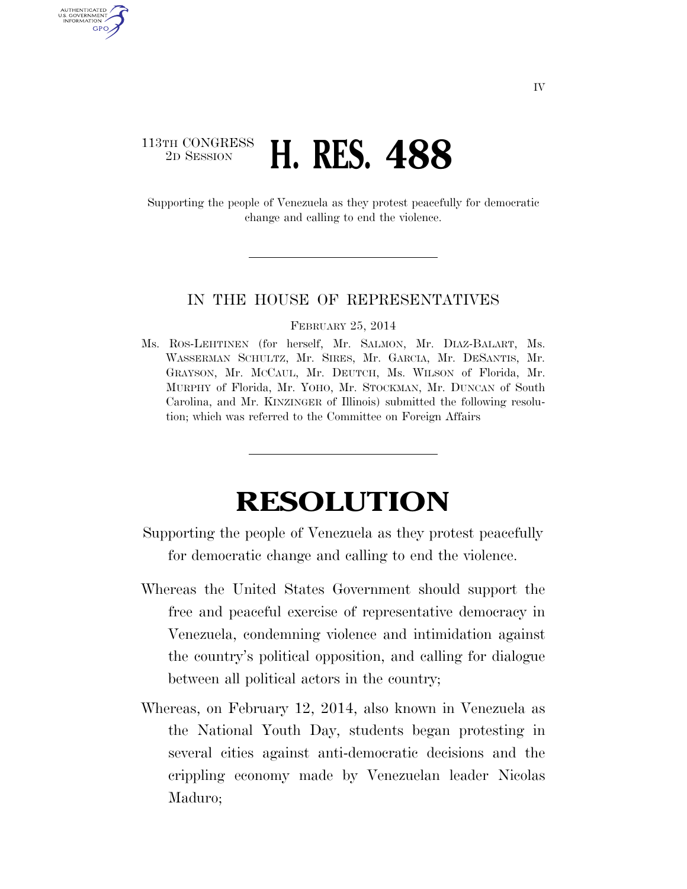113TH CONGRESS
2D SESSION

# H. RES. 488

Supporting the people of Venezuela as they protest peacefully for democratic change and calling to end the violence.

---

IN THE HOUSE OF REPRESENTATIVES

FEBRUARY 25, 2014

Ms. ROS-LEHTINEN (for herself, Mr. SALMON, Mr. DIAZ-BALART, Ms. WASSERMAN SCHULTZ, Mr. SIRES, Mr. GARCIA, Mr. DESANTIS, Mr. GRAYSON, Mr. MCCAUL, Mr. DEUTCH, Ms. WILSON of Florida, Mr. MURPHY of Florida, Mr. YOHO, Mr. STOCKMAN, Mr. DUNCAN of South Carolina, and Mr. KINZINGER of Illinois) submitted the following resolution; which was referred to the Committee on Foreign Affairs

---

# RESOLUTION

Supporting the people of Venezuela as they protest peacefully for democratic change and calling to end the violence.

Whereas the United States Government should support the free and peaceful exercise of representative democracy in Venezuela, condemning violence and intimidation against the country's political opposition, and calling for dialogue between all political actors in the country;

Whereas, on February 12, 2014, also known in Venezuela as the National Youth Day, students began protesting in several cities against anti-democratic decisions and the crippling economy made by Venezuelan leader Nicolas Maduro;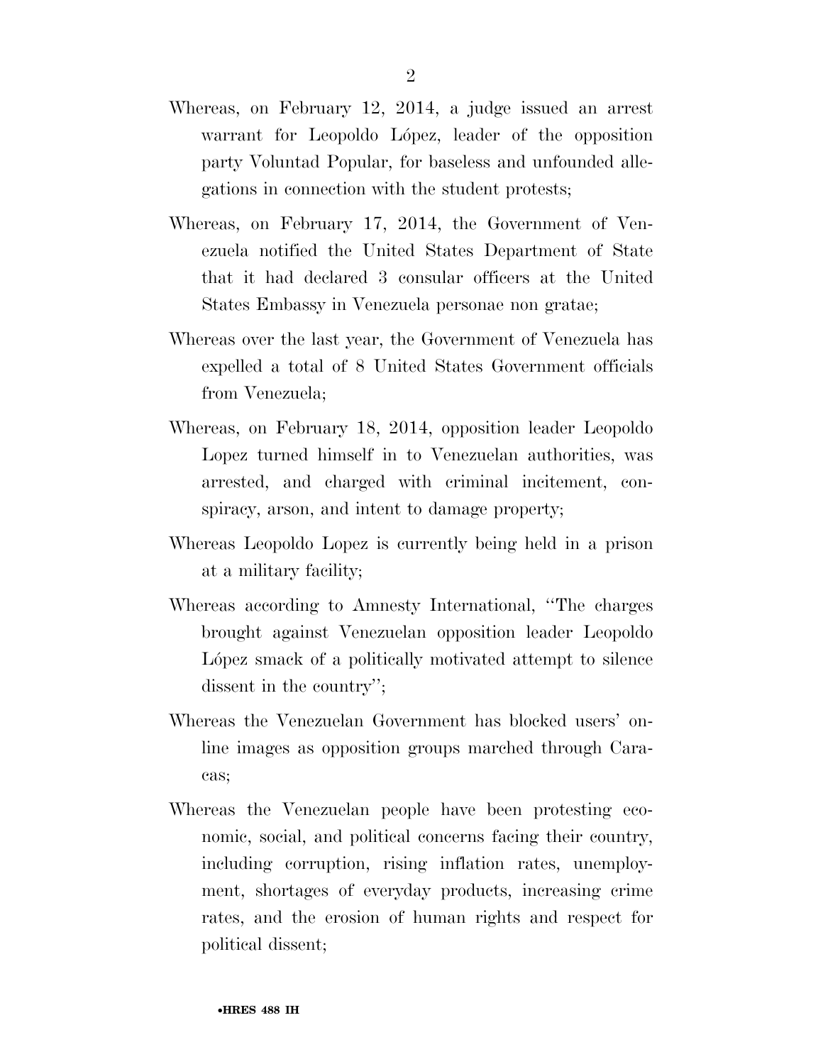Whereas, on February 12, 2014, a judge issued an arrest warrant for Leopoldo López, leader of the opposition party Voluntad Popular, for baseless and unfounded allegations in connection with the student protests;

Whereas, on February 17, 2014, the Government of Venezuela notified the United States Department of State that it had declared 3 consular officers at the United States Embassy in Venezuela personae non gratae;

Whereas over the last year, the Government of Venezuela has expelled a total of 8 United States Government officials from Venezuela;

Whereas, on February 18, 2014, opposition leader Leopoldo Lopez turned himself in to Venezuelan authorities, was arrested, and charged with criminal incitement, conspiracy, arson, and intent to damage property;

Whereas Leopoldo Lopez is currently being held in a prison at a military facility;

Whereas according to Amnesty International, ''The charges brought against Venezuelan opposition leader Leopoldo López smack of a politically motivated attempt to silence dissent in the country'';

Whereas the Venezuelan Government has blocked users' online images as opposition groups marched through Caracas;

Whereas the Venezuelan people have been protesting economic, social, and political concerns facing their country, including corruption, rising inflation rates, unemployment, shortages of everyday products, increasing crime rates, and the erosion of human rights and respect for political dissent;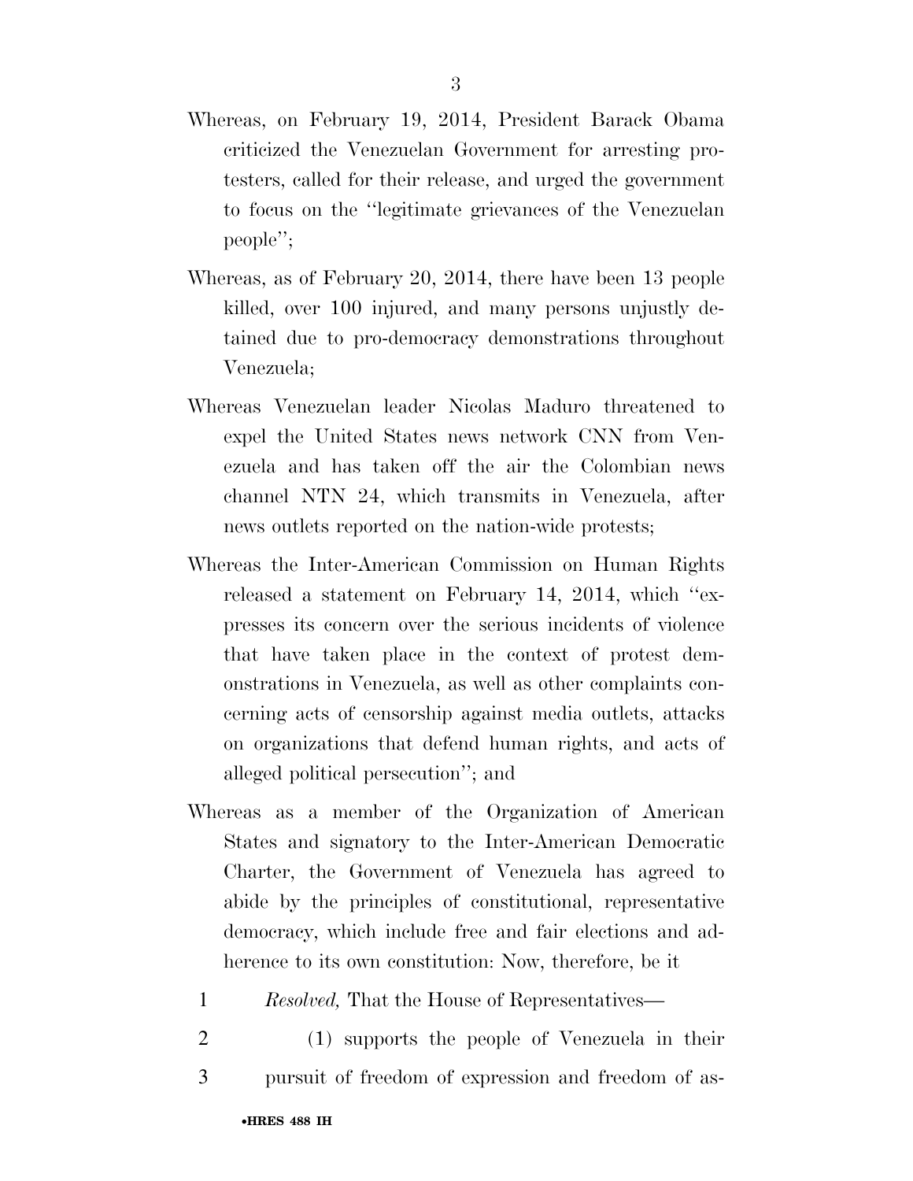Whereas, on February 19, 2014, President Barack Obama criticized the Venezuelan Government for arresting protesters, called for their release, and urged the government to focus on the "legitimate grievances of the Venezuelan people";

Whereas, as of February 20, 2014, there have been 13 people killed, over 100 injured, and many persons unjustly detained due to pro-democracy demonstrations throughout Venezuela;

Whereas Venezuelan leader Nicolas Maduro threatened to expel the United States news network CNN from Venezuela and has taken off the air the Colombian news channel NTN 24, which transmits in Venezuela, after news outlets reported on the nation-wide protests;

Whereas the Inter-American Commission on Human Rights released a statement on February 14, 2014, which "expresses its concern over the serious incidents of violence that have taken place in the context of protest demonstrations in Venezuela, as well as other complaints concerning acts of censorship against media outlets, attacks on organizations that defend human rights, and acts of alleged political persecution"; and

Whereas as a member of the Organization of American States and signatory to the Inter-American Democratic Charter, the Government of Venezuela has agreed to abide by the principles of constitutional, representative democracy, which include free and fair elections and adherence to its own constitution: Now, therefore, be it

1 *Resolved,* That the House of Representatives—

2 (1) supports the people of Venezuela in their

3 pursuit of freedom of expression and freedom of as-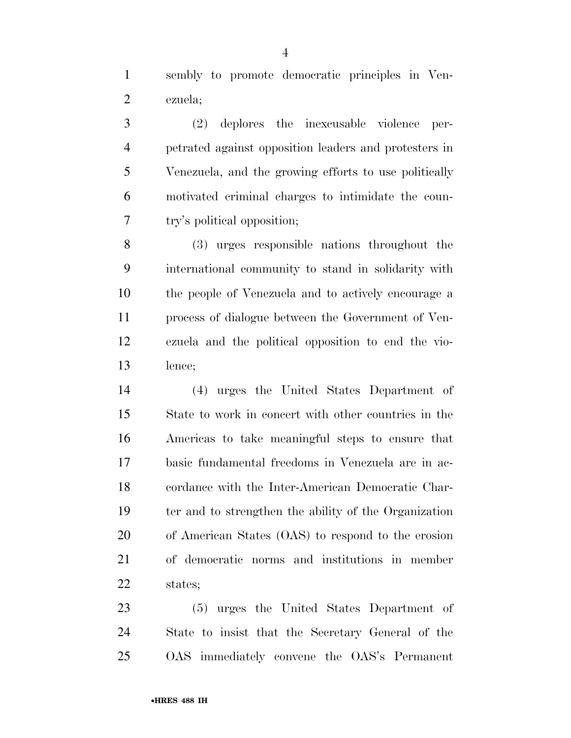sembly to promote democratic principles in Venezuela;

(2) deplores the inexcusable violence perpetrated against opposition leaders and protesters in Venezuela, and the growing efforts to use politically motivated criminal charges to intimidate the country's political opposition;

(3) urges responsible nations throughout the international community to stand in solidarity with the people of Venezuela and to actively encourage a process of dialogue between the Government of Venezuela and the political opposition to end the violence;

(4) urges the United States Department of State to work in concert with other countries in the Americas to take meaningful steps to ensure that basic fundamental freedoms in Venezuela are in accordance with the Inter-American Democratic Charter and to strengthen the ability of the Organization of American States (OAS) to respond to the erosion of democratic norms and institutions in member states;

(5) urges the United States Department of State to insist that the Secretary General of the OAS immediately convene the OAS's Permanent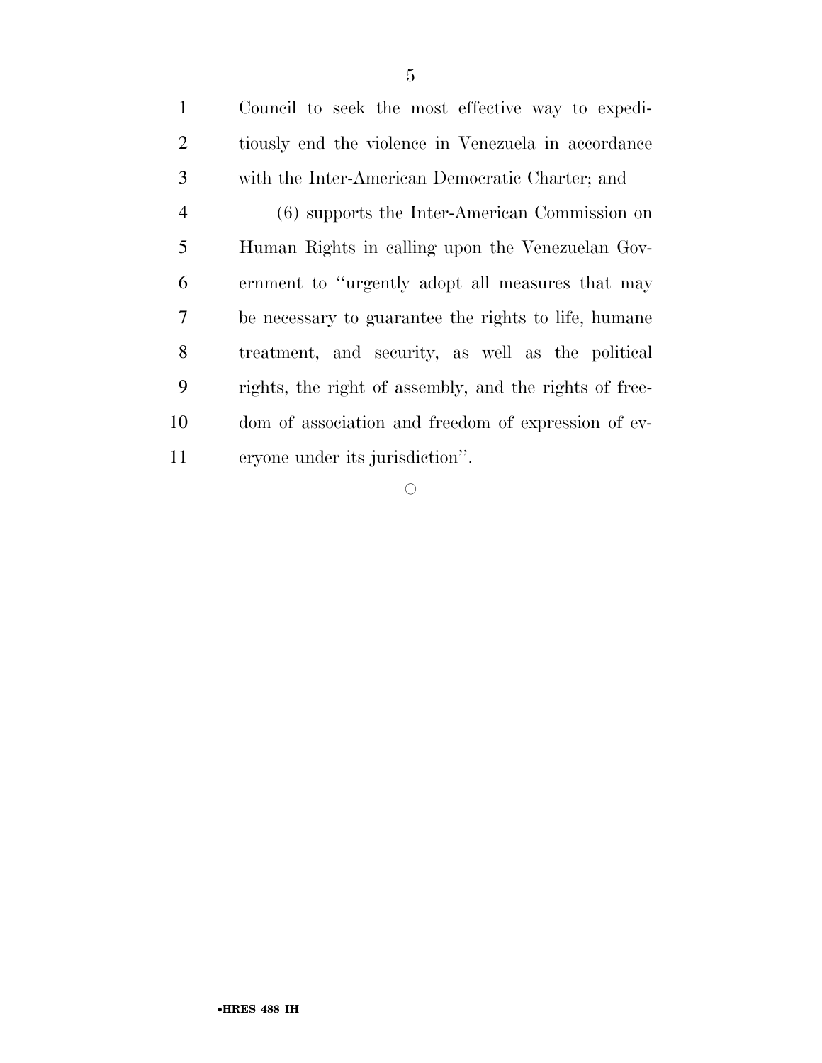Council to seek the most effective way to expeditiously end the violence in Venezuela in accordance with the Inter-American Democratic Charter; and

(6) supports the Inter-American Commission on Human Rights in calling upon the Venezuelan Government to "urgently adopt all measures that may be necessary to guarantee the rights to life, humane treatment, and security, as well as the political rights, the right of assembly, and the rights of freedom of association and freedom of expression of everyone under its jurisdiction".

○